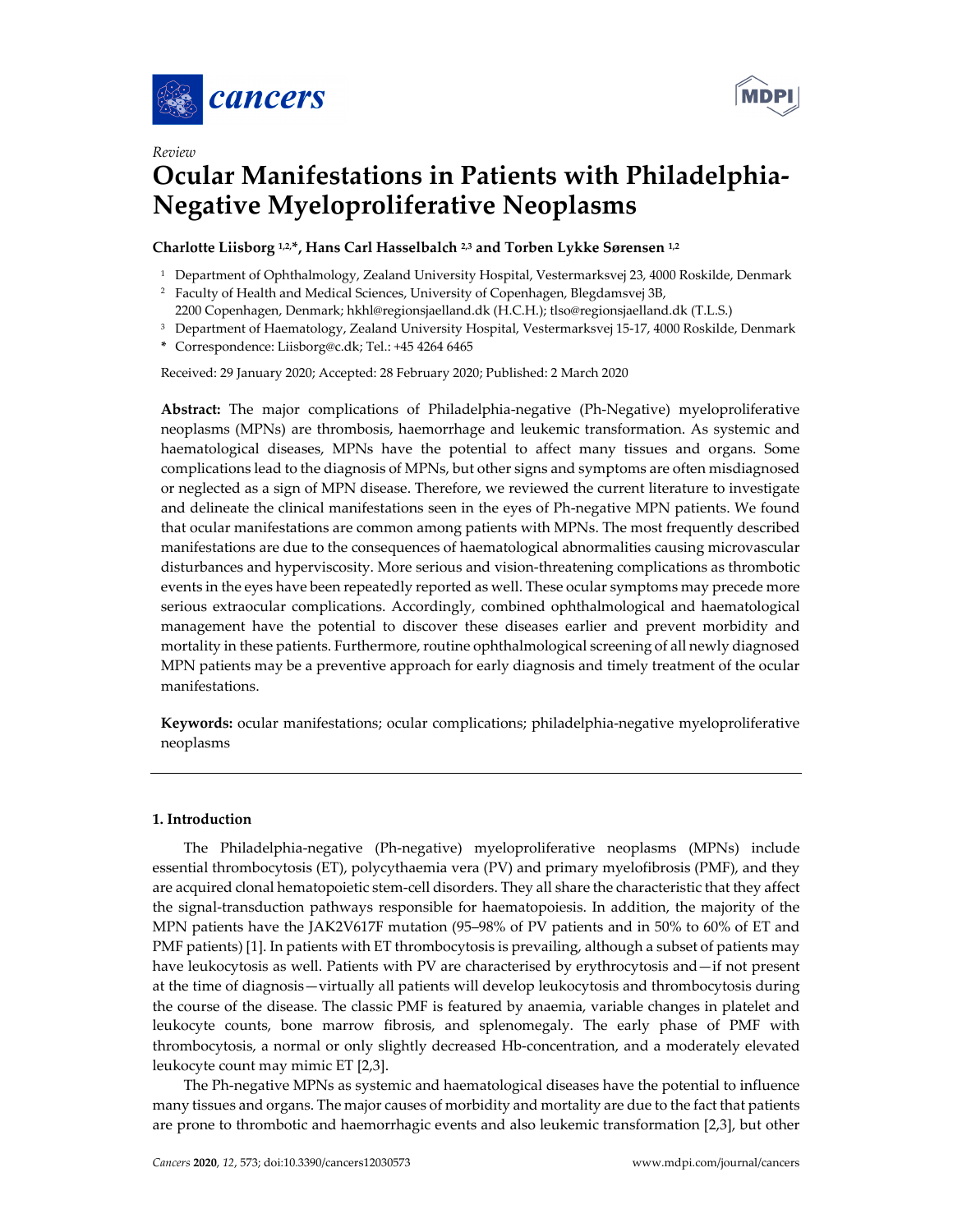*Review*

# Ocular Manifestations in Patients with Philadelphia-Negative Myeloproliferative Neoplasms

**Charlotte Liisborg [1,2,*], Hans Carl Hasselbalch [2,3] and Torben Lykke Sørensen [1,2]**

[1] Department of Ophthalmology, Zealand University Hospital, Vestermarksvej 23, 4000 Roskilde, Denmark
[2] Faculty of Health and Medical Sciences, University of Copenhagen, Blegdamsvej 3B, 2200 Copenhagen, Denmark; hkhl@regionsjaelland.dk (H.C.H.); tlso@regionsjaelland.dk (T.L.S.)
[3] Department of Haematology, Zealand University Hospital, Vestermarksvej 15-17, 4000 Roskilde, Denmark
* Correspondence: Liisborg@c.dk; Tel.: +45 4264 6465

Received: 29 January 2020; Accepted: 28 February 2020; Published: 2 March 2020

**Abstract:** The major complications of Philadelphia-negative (Ph-Negative) myeloproliferative neoplasms (MPNs) are thrombosis, haemorrhage and leukemic transformation. As systemic and haematological diseases, MPNs have the potential to affect many tissues and organs. Some complications lead to the diagnosis of MPNs, but other signs and symptoms are often misdiagnosed or neglected as a sign of MPN disease. Therefore, we reviewed the current literature to investigate and delineate the clinical manifestations seen in the eyes of Ph-negative MPN patients. We found that ocular manifestations are common among patients with MPNs. The most frequently described manifestations are due to the consequences of haematological abnormalities causing microvascular disturbances and hyperviscosity. More serious and vision-threatening complications as thrombotic events in the eyes have been repeatedly reported as well. These ocular symptoms may precede more serious extraocular complications. Accordingly, combined ophthalmological and haematological management have the potential to discover these diseases earlier and prevent morbidity and mortality in these patients. Furthermore, routine ophthalmological screening of all newly diagnosed MPN patients may be a preventive approach for early diagnosis and timely treatment of the ocular manifestations.

**Keywords:** ocular manifestations; ocular complications; philadelphia-negative myeloproliferative neoplasms

## 1. Introduction

The Philadelphia-negative (Ph-negative) myeloproliferative neoplasms (MPNs) include essential thrombocytosis (ET), polycythaemia vera (PV) and primary myelofibrosis (PMF), and they are acquired clonal hematopoietic stem-cell disorders. They all share the characteristic that they affect the signal-transduction pathways responsible for haematopoiesis. In addition, the majority of the MPN patients have the JAK2V617F mutation (95–98% of PV patients and in 50% to 60% of ET and PMF patients) [1]. In patients with ET thrombocytosis is prevailing, although a subset of patients may have leukocytosis as well. Patients with PV are characterised by erythrocytosis and—if not present at the time of diagnosis—virtually all patients will develop leukocytosis and thrombocytosis during the course of the disease. The classic PMF is featured by anaemia, variable changes in platelet and leukocyte counts, bone marrow fibrosis, and splenomegaly. The early phase of PMF with thrombocytosis, a normal or only slightly decreased Hb-concentration, and a moderately elevated leukocyte count may mimic ET [2,3].

The Ph-negative MPNs as systemic and haematological diseases have the potential to influence many tissues and organs. The major causes of morbidity and mortality are due to the fact that patients are prone to thrombotic and haemorrhagic events and also leukemic transformation [2,3], but other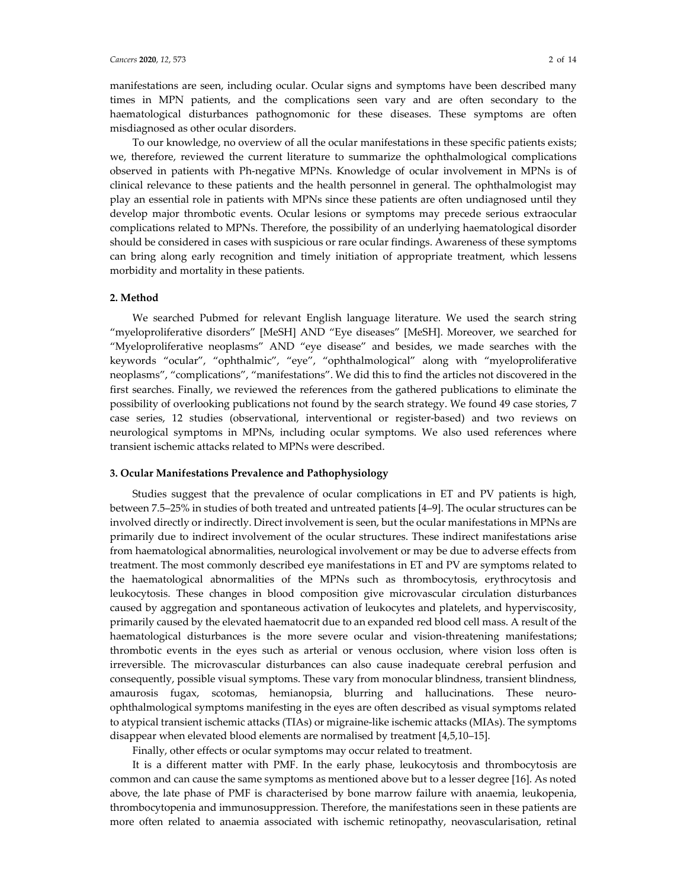manifestations are seen, including ocular. Ocular signs and symptoms have been described many times in MPN patients, and the complications seen vary and are often secondary to the haematological disturbances pathognomonic for these diseases. These symptoms are often misdiagnosed as other ocular disorders.

To our knowledge, no overview of all the ocular manifestations in these specific patients exists; we, therefore, reviewed the current literature to summarize the ophthalmological complications observed in patients with Ph-negative MPNs. Knowledge of ocular involvement in MPNs is of clinical relevance to these patients and the health personnel in general. The ophthalmologist may play an essential role in patients with MPNs since these patients are often undiagnosed until they develop major thrombotic events. Ocular lesions or symptoms may precede serious extraocular complications related to MPNs. Therefore, the possibility of an underlying haematological disorder should be considered in cases with suspicious or rare ocular findings. Awareness of these symptoms can bring along early recognition and timely initiation of appropriate treatment, which lessens morbidity and mortality in these patients.

## 2. Method

We searched Pubmed for relevant English language literature. We used the search string "myeloproliferative disorders" [MeSH] AND "Eye diseases" [MeSH]. Moreover, we searched for "Myeloproliferative neoplasms" AND "eye disease" and besides, we made searches with the keywords "ocular", "ophthalmic", "eye", "ophthalmological" along with "myeloproliferative neoplasms", "complications", "manifestations". We did this to find the articles not discovered in the first searches. Finally, we reviewed the references from the gathered publications to eliminate the possibility of overlooking publications not found by the search strategy. We found 49 case stories, 7 case series, 12 studies (observational, interventional or register-based) and two reviews on neurological symptoms in MPNs, including ocular symptoms. We also used references where transient ischemic attacks related to MPNs were described.

## 3. Ocular Manifestations Prevalence and Pathophysiology

Studies suggest that the prevalence of ocular complications in ET and PV patients is high, between 7.5–25% in studies of both treated and untreated patients [4–9]. The ocular structures can be involved directly or indirectly. Direct involvement is seen, but the ocular manifestations in MPNs are primarily due to indirect involvement of the ocular structures. These indirect manifestations arise from haematological abnormalities, neurological involvement or may be due to adverse effects from treatment. The most commonly described eye manifestations in ET and PV are symptoms related to the haematological abnormalities of the MPNs such as thrombocytosis, erythrocytosis and leukocytosis. These changes in blood composition give microvascular circulation disturbances caused by aggregation and spontaneous activation of leukocytes and platelets, and hyperviscosity, primarily caused by the elevated haematocrit due to an expanded red blood cell mass. A result of the haematological disturbances is the more severe ocular and vision-threatening manifestations; thrombotic events in the eyes such as arterial or venous occlusion, where vision loss often is irreversible. The microvascular disturbances can also cause inadequate cerebral perfusion and consequently, possible visual symptoms. These vary from monocular blindness, transient blindness, amaurosis fugax, scotomas, hemianopsia, blurring and hallucinations. These neuro-ophthalmological symptoms manifesting in the eyes are often described as visual symptoms related to atypical transient ischemic attacks (TIAs) or migraine-like ischemic attacks (MIAs). The symptoms disappear when elevated blood elements are normalised by treatment [4,5,10–15].

Finally, other effects or ocular symptoms may occur related to treatment.

It is a different matter with PMF. In the early phase, leukocytosis and thrombocytosis are common and can cause the same symptoms as mentioned above but to a lesser degree [16]. As noted above, the late phase of PMF is characterised by bone marrow failure with anaemia, leukopenia, thrombocytopenia and immunosuppression. Therefore, the manifestations seen in these patients are more often related to anaemia associated with ischemic retinopathy, neovascularisation, retinal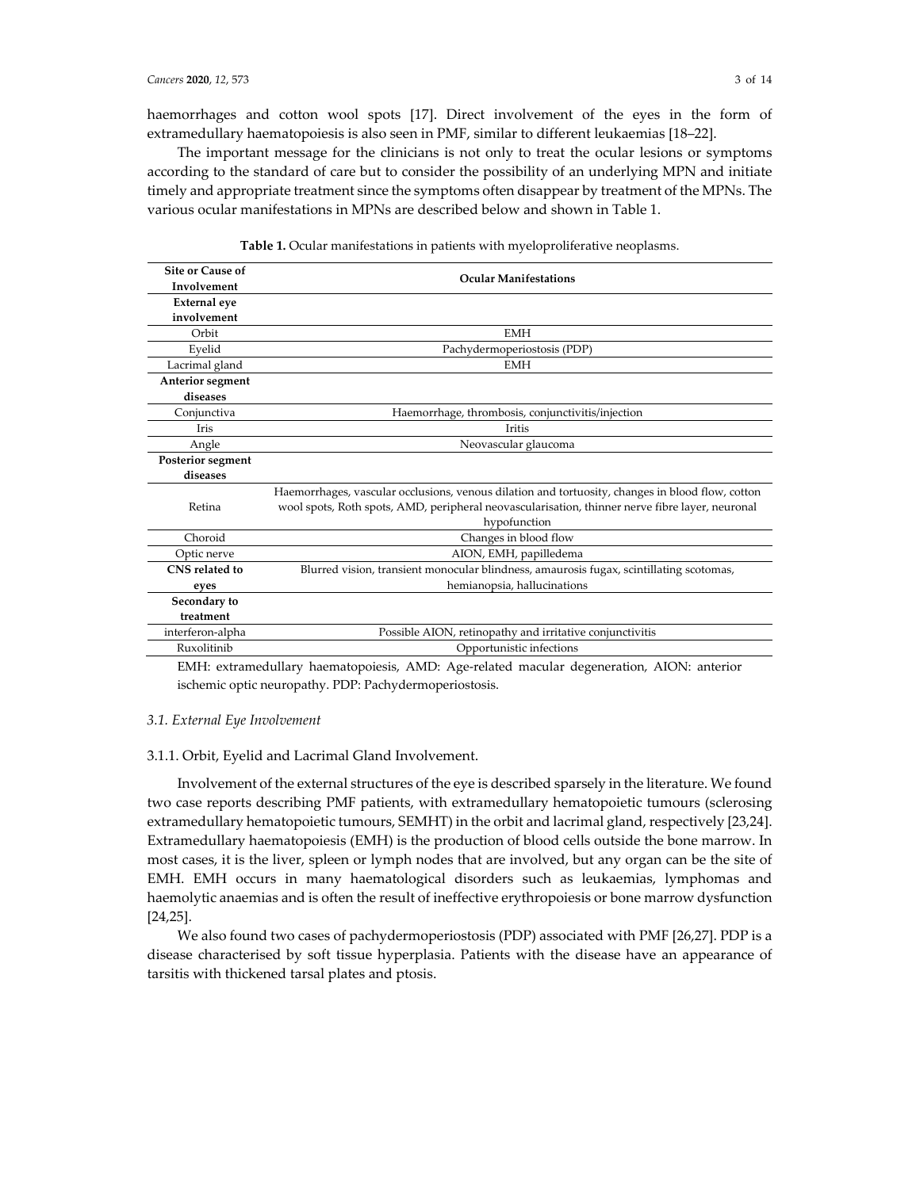haemorrhages and cotton wool spots [17]. Direct involvement of the eyes in the form of extramedullary haematopoiesis is also seen in PMF, similar to different leukaemias [18–22].

The important message for the clinicians is not only to treat the ocular lesions or symptoms according to the standard of care but to consider the possibility of an underlying MPN and initiate timely and appropriate treatment since the symptoms often disappear by treatment of the MPNs. The various ocular manifestations in MPNs are described below and shown in Table 1.

**Table 1.** Ocular manifestations in patients with myeloproliferative neoplasms.

| Site or Cause of Involvement | Ocular Manifestations |
|---|---|
| **External eye involvement** | |
| Orbit | EMH |
| Eyelid | Pachydermoperiostosis (PDP) |
| Lacrimal gland | EMH |
| **Anterior segment diseases** | |
| Conjunctiva | Haemorrhage, thrombosis, conjunctivitis/injection |
| Iris | Iritis |
| Angle | Neovascular glaucoma |
| **Posterior segment diseases** | |
| Retina | Haemorrhages, vascular occlusions, venous dilation and tortuosity, changes in blood flow, cotton wool spots, Roth spots, AMD, peripheral neovascularisation, thinner nerve fibre layer, neuronal hypofunction |
| Choroid | Changes in blood flow |
| Optic nerve | AION, EMH, papilledema |
| **CNS related to eyes** | Blurred vision, transient monocular blindness, amaurosis fugax, scintillating scotomas, hemianopsia, hallucinations |
| **Secondary to treatment** | |
| interferon-alpha | Possible AION, retinopathy and irritative conjunctivitis |
| Ruxolitinib | Opportunistic infections |

EMH: extramedullary haematopoiesis, AMD: Age-related macular degeneration, AION: anterior ischemic optic neuropathy. PDP: Pachydermoperiostosis.

### *3.1. External Eye Involvement*

#### 3.1.1. Orbit, Eyelid and Lacrimal Gland Involvement.

Involvement of the external structures of the eye is described sparsely in the literature. We found two case reports describing PMF patients, with extramedullary hematopoietic tumours (sclerosing extramedullary hematopoietic tumours, SEMHT) in the orbit and lacrimal gland, respectively [23,24]. Extramedullary haematopoiesis (EMH) is the production of blood cells outside the bone marrow. In most cases, it is the liver, spleen or lymph nodes that are involved, but any organ can be the site of EMH. EMH occurs in many haematological disorders such as leukaemias, lymphomas and haemolytic anaemias and is often the result of ineffective erythropoiesis or bone marrow dysfunction [24,25].

We also found two cases of pachydermoperiostosis (PDP) associated with PMF [26,27]. PDP is a disease characterised by soft tissue hyperplasia. Patients with the disease have an appearance of tarsitis with thickened tarsal plates and ptosis.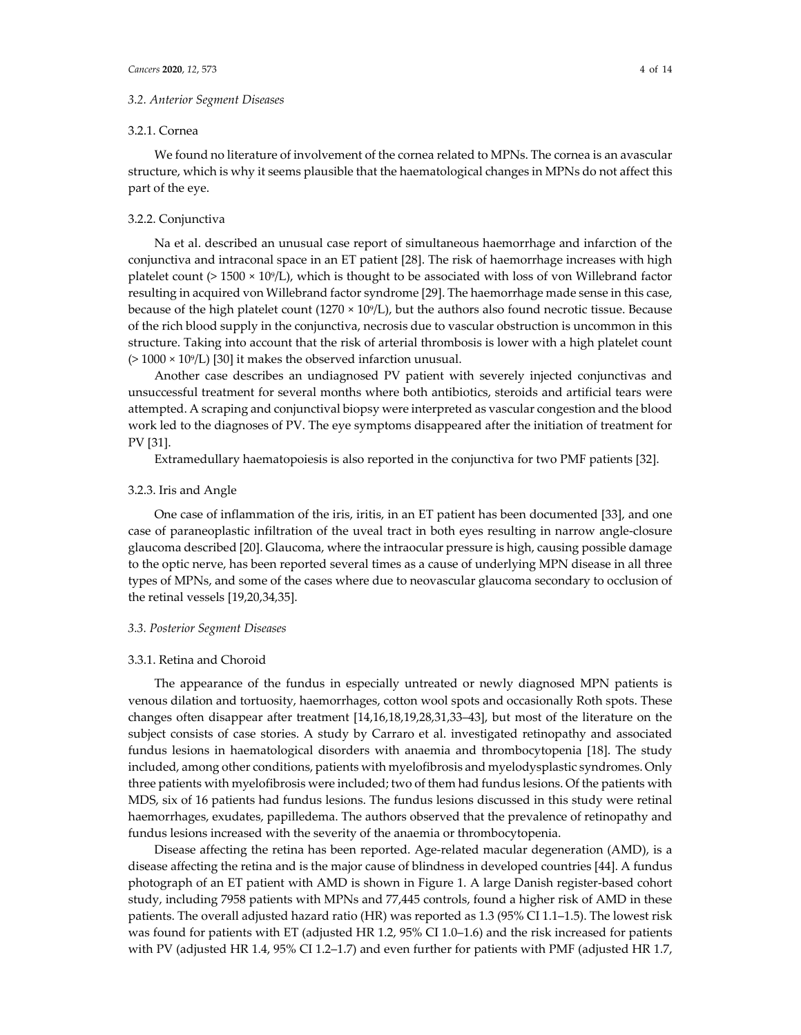### 3.2. Anterior Segment Diseases

#### 3.2.1. Cornea

We found no literature of involvement of the cornea related to MPNs. The cornea is an avascular structure, which is why it seems plausible that the haematological changes in MPNs do not affect this part of the eye.

#### 3.2.2. Conjunctiva

Na et al. described an unusual case report of simultaneous haemorrhage and infarction of the conjunctiva and intraconal space in an ET patient [28]. The risk of haemorrhage increases with high platelet count ($> 1500 \times 10^9$/L), which is thought to be associated with loss of von Willebrand factor resulting in acquired von Willebrand factor syndrome [29]. The haemorrhage made sense in this case, because of the high platelet count ($1270 \times 10^9$/L), but the authors also found necrotic tissue. Because of the rich blood supply in the conjunctiva, necrosis due to vascular obstruction is uncommon in this structure. Taking into account that the risk of arterial thrombosis is lower with a high platelet count ($> 1000 \times 10^9$/L) [30] it makes the observed infarction unusual.

Another case describes an undiagnosed PV patient with severely injected conjunctivas and unsuccessful treatment for several months where both antibiotics, steroids and artificial tears were attempted. A scraping and conjunctival biopsy were interpreted as vascular congestion and the blood work led to the diagnoses of PV. The eye symptoms disappeared after the initiation of treatment for PV [31].

Extramedullary haematopoiesis is also reported in the conjunctiva for two PMF patients [32].

#### 3.2.3. Iris and Angle

One case of inflammation of the iris, iritis, in an ET patient has been documented [33], and one case of paraneoplastic infiltration of the uveal tract in both eyes resulting in narrow angle-closure glaucoma described [20]. Glaucoma, where the intraocular pressure is high, causing possible damage to the optic nerve, has been reported several times as a cause of underlying MPN disease in all three types of MPNs, and some of the cases where due to neovascular glaucoma secondary to occlusion of the retinal vessels [19,20,34,35].

### 3.3. Posterior Segment Diseases

#### 3.3.1. Retina and Choroid

The appearance of the fundus in especially untreated or newly diagnosed MPN patients is venous dilation and tortuosity, haemorrhages, cotton wool spots and occasionally Roth spots. These changes often disappear after treatment [14,16,18,19,28,31,33–43], but most of the literature on the subject consists of case stories. A study by Carraro et al. investigated retinopathy and associated fundus lesions in haematological disorders with anaemia and thrombocytopenia [18]. The study included, among other conditions, patients with myelofibrosis and myelodysplastic syndromes. Only three patients with myelofibrosis were included; two of them had fundus lesions. Of the patients with MDS, six of 16 patients had fundus lesions. The fundus lesions discussed in this study were retinal haemorrhages, exudates, papilledema. The authors observed that the prevalence of retinopathy and fundus lesions increased with the severity of the anaemia or thrombocytopenia.

Disease affecting the retina has been reported. Age-related macular degeneration (AMD), is a disease affecting the retina and is the major cause of blindness in developed countries [44]. A fundus photograph of an ET patient with AMD is shown in Figure 1. A large Danish register-based cohort study, including 7958 patients with MPNs and 77,445 controls, found a higher risk of AMD in these patients. The overall adjusted hazard ratio (HR) was reported as 1.3 (95% CI 1.1–1.5). The lowest risk was found for patients with ET (adjusted HR 1.2, 95% CI 1.0–1.6) and the risk increased for patients with PV (adjusted HR 1.4, 95% CI 1.2–1.7) and even further for patients with PMF (adjusted HR 1.7,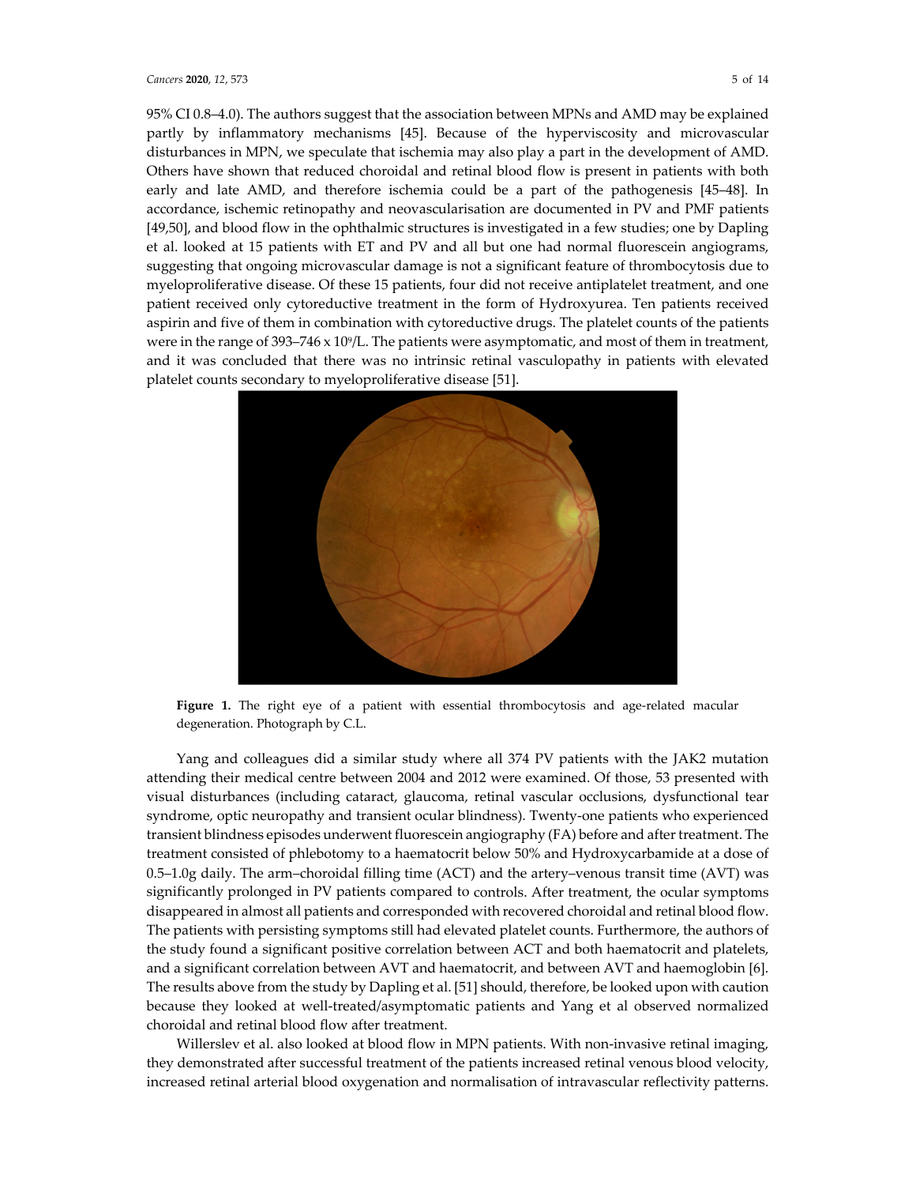95% CI 0.8–4.0). The authors suggest that the association between MPNs and AMD may be explained partly by inflammatory mechanisms [45]. Because of the hyperviscosity and microvascular disturbances in MPN, we speculate that ischemia may also play a part in the development of AMD. Others have shown that reduced choroidal and retinal blood flow is present in patients with both early and late AMD, and therefore ischemia could be a part of the pathogenesis [45–48]. In accordance, ischemic retinopathy and neovascularisation are documented in PV and PMF patients [49,50], and blood flow in the ophthalmic structures is investigated in a few studies; one by Dapling et al. looked at 15 patients with ET and PV and all but one had normal fluorescein angiograms, suggesting that ongoing microvascular damage is not a significant feature of thrombocytosis due to myeloproliferative disease. Of these 15 patients, four did not receive antiplatelet treatment, and one patient received only cytoreductive treatment in the form of Hydroxyurea. Ten patients received aspirin and five of them in combination with cytoreductive drugs. The platelet counts of the patients were in the range of 393–746 x $10^9$/L. The patients were asymptomatic, and most of them in treatment, and it was concluded that there was no intrinsic retinal vasculopathy in patients with elevated platelet counts secondary to myeloproliferative disease [51].

**Figure 1.** The right eye of a patient with essential thrombocytosis and age-related macular degeneration. Photograph by C.L.

Yang and colleagues did a similar study where all 374 PV patients with the JAK2 mutation attending their medical centre between 2004 and 2012 were examined. Of those, 53 presented with visual disturbances (including cataract, glaucoma, retinal vascular occlusions, dysfunctional tear syndrome, optic neuropathy and transient ocular blindness). Twenty-one patients who experienced transient blindness episodes underwent fluorescein angiography (FA) before and after treatment. The treatment consisted of phlebotomy to a haematocrit below 50% and Hydroxycarbamide at a dose of 0.5–1.0g daily. The arm–choroidal filling time (ACT) and the artery–venous transit time (AVT) was significantly prolonged in PV patients compared to controls. After treatment, the ocular symptoms disappeared in almost all patients and corresponded with recovered choroidal and retinal blood flow. The patients with persisting symptoms still had elevated platelet counts. Furthermore, the authors of the study found a significant positive correlation between ACT and both haematocrit and platelets, and a significant correlation between AVT and haematocrit, and between AVT and haemoglobin [6]. The results above from the study by Dapling et al. [51] should, therefore, be looked upon with caution because they looked at well-treated/asymptomatic patients and Yang et al observed normalized choroidal and retinal blood flow after treatment.

Willerslev et al. also looked at blood flow in MPN patients. With non-invasive retinal imaging, they demonstrated after successful treatment of the patients increased retinal venous blood velocity, increased retinal arterial blood oxygenation and normalisation of intravascular reflectivity patterns.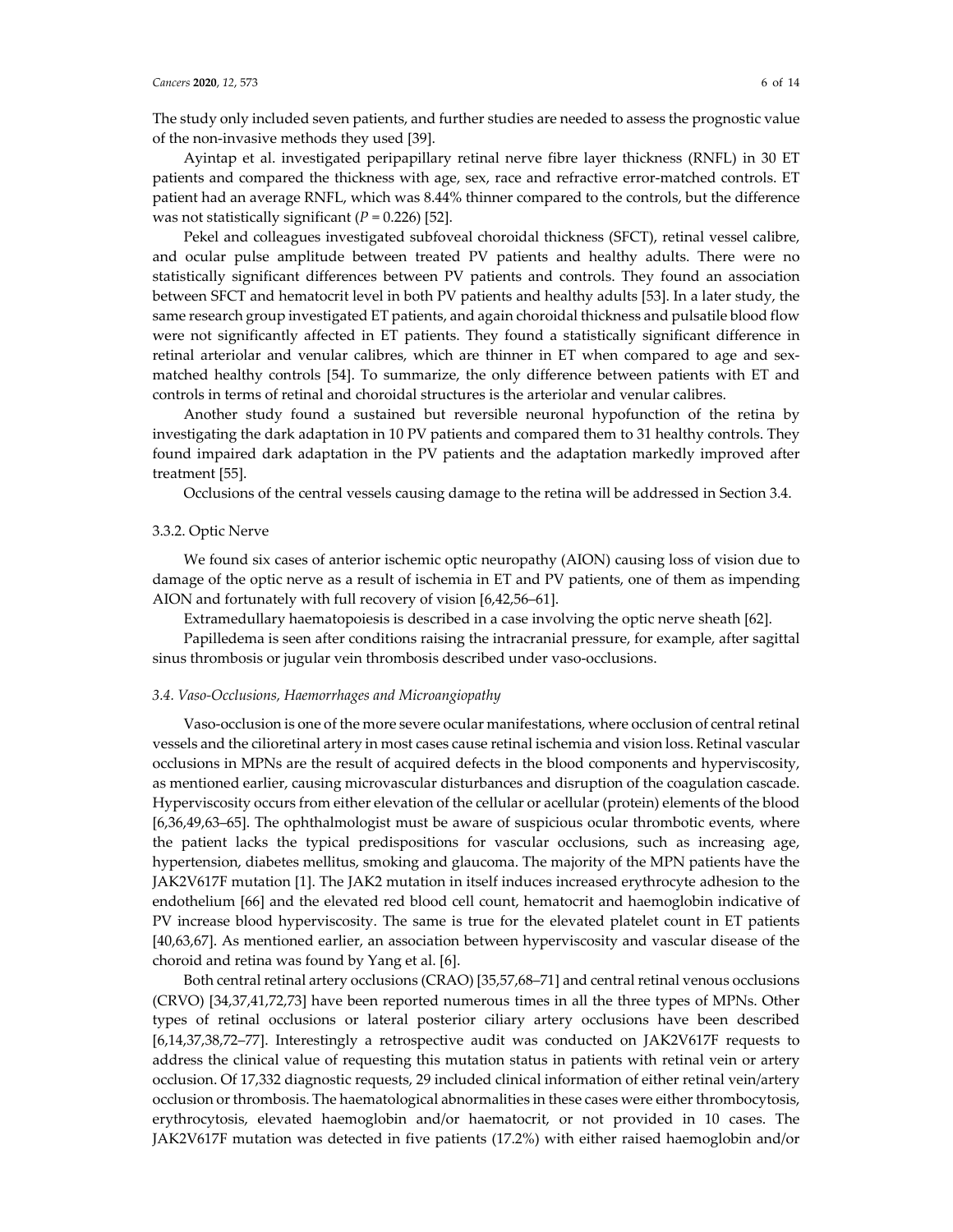The study only included seven patients, and further studies are needed to assess the prognostic value of the non-invasive methods they used [39].

Ayintap et al. investigated peripapillary retinal nerve fibre layer thickness (RNFL) in 30 ET patients and compared the thickness with age, sex, race and refractive error-matched controls. ET patient had an average RNFL, which was 8.44% thinner compared to the controls, but the difference was not statistically significant ($P = 0.226$) [52].

Pekel and colleagues investigated subfoveal choroidal thickness (SFCT), retinal vessel calibre, and ocular pulse amplitude between treated PV patients and healthy adults. There were no statistically significant differences between PV patients and controls. They found an association between SFCT and hematocrit level in both PV patients and healthy adults [53]. In a later study, the same research group investigated ET patients, and again choroidal thickness and pulsatile blood flow were not significantly affected in ET patients. They found a statistically significant difference in retinal arteriolar and venular calibres, which are thinner in ET when compared to age and sex-matched healthy controls [54]. To summarize, the only difference between patients with ET and controls in terms of retinal and choroidal structures is the arteriolar and venular calibres.

Another study found a sustained but reversible neuronal hypofunction of the retina by investigating the dark adaptation in 10 PV patients and compared them to 31 healthy controls. They found impaired dark adaptation in the PV patients and the adaptation markedly improved after treatment [55].

Occlusions of the central vessels causing damage to the retina will be addressed in Section 3.4.

#### 3.3.2. Optic Nerve

We found six cases of anterior ischemic optic neuropathy (AION) causing loss of vision due to damage of the optic nerve as a result of ischemia in ET and PV patients, one of them as impending AION and fortunately with full recovery of vision [6,42,56–61].

Extramedullary haematopoiesis is described in a case involving the optic nerve sheath [62].

Papilledema is seen after conditions raising the intracranial pressure, for example, after sagittal sinus thrombosis or jugular vein thrombosis described under vaso-occlusions.

### *3.4. Vaso-Occlusions, Haemorrhages and Microangiopathy*

Vaso-occlusion is one of the more severe ocular manifestations, where occlusion of central retinal vessels and the cilioretinal artery in most cases cause retinal ischemia and vision loss. Retinal vascular occlusions in MPNs are the result of acquired defects in the blood components and hyperviscosity, as mentioned earlier, causing microvascular disturbances and disruption of the coagulation cascade. Hyperviscosity occurs from either elevation of the cellular or acellular (protein) elements of the blood [6,36,49,63–65]. The ophthalmologist must be aware of suspicious ocular thrombotic events, where the patient lacks the typical predispositions for vascular occlusions, such as increasing age, hypertension, diabetes mellitus, smoking and glaucoma. The majority of the MPN patients have the JAK2V617F mutation [1]. The JAK2 mutation in itself induces increased erythrocyte adhesion to the endothelium [66] and the elevated red blood cell count, hematocrit and haemoglobin indicative of PV increase blood hyperviscosity. The same is true for the elevated platelet count in ET patients [40,63,67]. As mentioned earlier, an association between hyperviscosity and vascular disease of the choroid and retina was found by Yang et al. [6].

Both central retinal artery occlusions (CRAO) [35,57,68–71] and central retinal venous occlusions (CRVO) [34,37,41,72,73] have been reported numerous times in all the three types of MPNs. Other types of retinal occlusions or lateral posterior ciliary artery occlusions have been described [6,14,37,38,72–77]. Interestingly a retrospective audit was conducted on JAK2V617F requests to address the clinical value of requesting this mutation status in patients with retinal vein or artery occlusion. Of 17,332 diagnostic requests, 29 included clinical information of either retinal vein/artery occlusion or thrombosis. The haematological abnormalities in these cases were either thrombocytosis, erythrocytosis, elevated haemoglobin and/or haematocrit, or not provided in 10 cases. The JAK2V617F mutation was detected in five patients (17.2%) with either raised haemoglobin and/or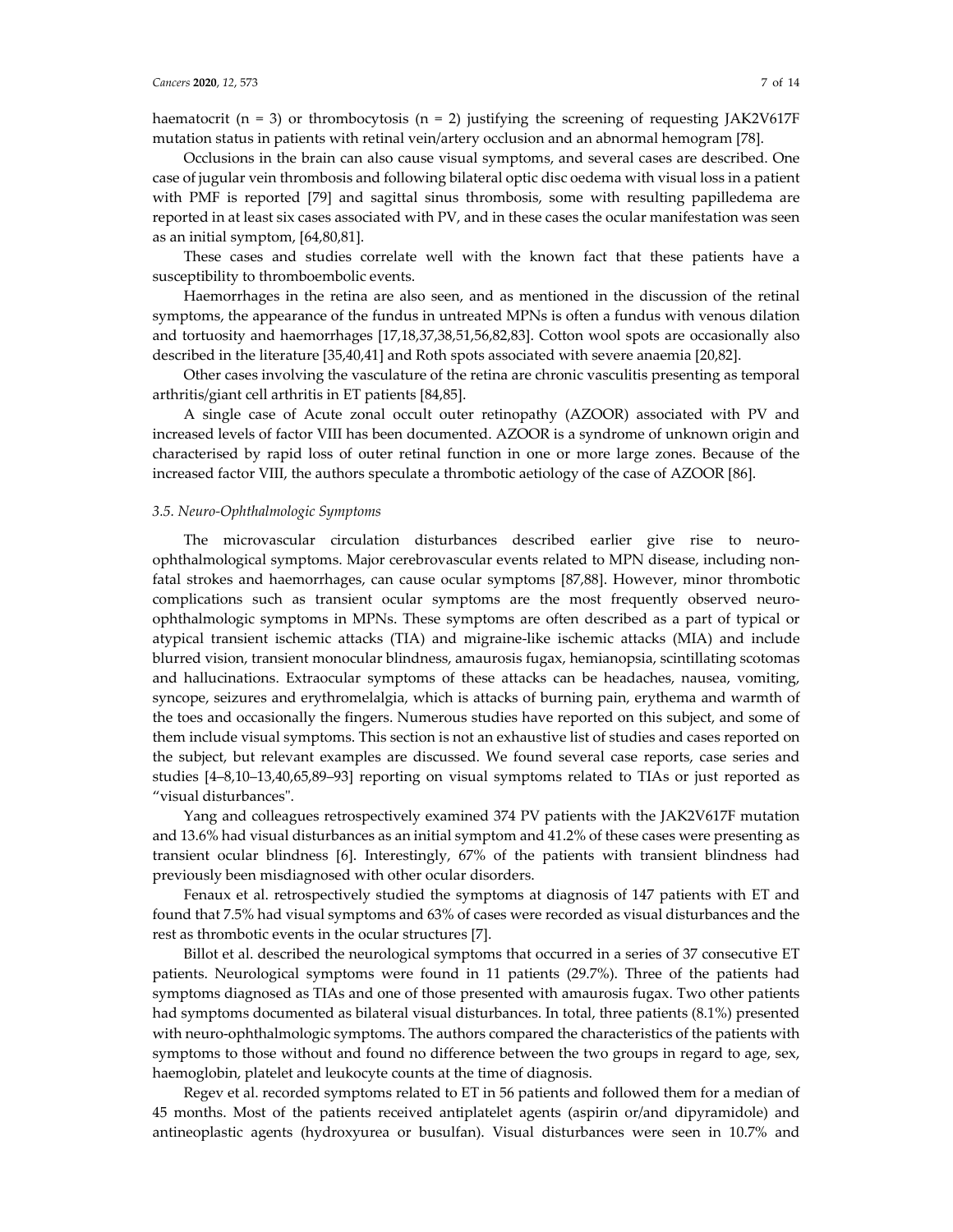haematocrit (n = 3) or thrombocytosis (n = 2) justifying the screening of requesting JAK2V617F mutation status in patients with retinal vein/artery occlusion and an abnormal hemogram [78].

Occlusions in the brain can also cause visual symptoms, and several cases are described. One case of jugular vein thrombosis and following bilateral optic disc oedema with visual loss in a patient with PMF is reported [79] and sagittal sinus thrombosis, some with resulting papilledema are reported in at least six cases associated with PV, and in these cases the ocular manifestation was seen as an initial symptom, [64,80,81].

These cases and studies correlate well with the known fact that these patients have a susceptibility to thromboembolic events.

Haemorrhages in the retina are also seen, and as mentioned in the discussion of the retinal symptoms, the appearance of the fundus in untreated MPNs is often a fundus with venous dilation and tortuosity and haemorrhages [17,18,37,38,51,56,82,83]. Cotton wool spots are occasionally also described in the literature [35,40,41] and Roth spots associated with severe anaemia [20,82].

Other cases involving the vasculature of the retina are chronic vasculitis presenting as temporal arthritis/giant cell arthritis in ET patients [84,85].

A single case of Acute zonal occult outer retinopathy (AZOOR) associated with PV and increased levels of factor VIII has been documented. AZOOR is a syndrome of unknown origin and characterised by rapid loss of outer retinal function in one or more large zones. Because of the increased factor VIII, the authors speculate a thrombotic aetiology of the case of AZOOR [86].

### *3.5. Neuro-Ophthalmologic Symptoms*

The microvascular circulation disturbances described earlier give rise to neuro-ophthalmological symptoms. Major cerebrovascular events related to MPN disease, including non-fatal strokes and haemorrhages, can cause ocular symptoms [87,88]. However, minor thrombotic complications such as transient ocular symptoms are the most frequently observed neuro-ophthalmologic symptoms in MPNs. These symptoms are often described as a part of typical or atypical transient ischemic attacks (TIA) and migraine-like ischemic attacks (MIA) and include blurred vision, transient monocular blindness, amaurosis fugax, hemianopsia, scintillating scotomas and hallucinations. Extraocular symptoms of these attacks can be headaches, nausea, vomiting, syncope, seizures and erythromelalgia, which is attacks of burning pain, erythema and warmth of the toes and occasionally the fingers. Numerous studies have reported on this subject, and some of them include visual symptoms. This section is not an exhaustive list of studies and cases reported on the subject, but relevant examples are discussed. We found several case reports, case series and studies [4–8,10–13,40,65,89–93] reporting on visual symptoms related to TIAs or just reported as "visual disturbances".

Yang and colleagues retrospectively examined 374 PV patients with the JAK2V617F mutation and 13.6% had visual disturbances as an initial symptom and 41.2% of these cases were presenting as transient ocular blindness [6]. Interestingly, 67% of the patients with transient blindness had previously been misdiagnosed with other ocular disorders.

Fenaux et al. retrospectively studied the symptoms at diagnosis of 147 patients with ET and found that 7.5% had visual symptoms and 63% of cases were recorded as visual disturbances and the rest as thrombotic events in the ocular structures [7].

Billot et al. described the neurological symptoms that occurred in a series of 37 consecutive ET patients. Neurological symptoms were found in 11 patients (29.7%). Three of the patients had symptoms diagnosed as TIAs and one of those presented with amaurosis fugax. Two other patients had symptoms documented as bilateral visual disturbances. In total, three patients (8.1%) presented with neuro-ophthalmologic symptoms. The authors compared the characteristics of the patients with symptoms to those without and found no difference between the two groups in regard to age, sex, haemoglobin, platelet and leukocyte counts at the time of diagnosis.

Regev et al. recorded symptoms related to ET in 56 patients and followed them for a median of 45 months. Most of the patients received antiplatelet agents (aspirin or/and dipyramidole) and antineoplastic agents (hydroxyurea or busulfan). Visual disturbances were seen in 10.7% and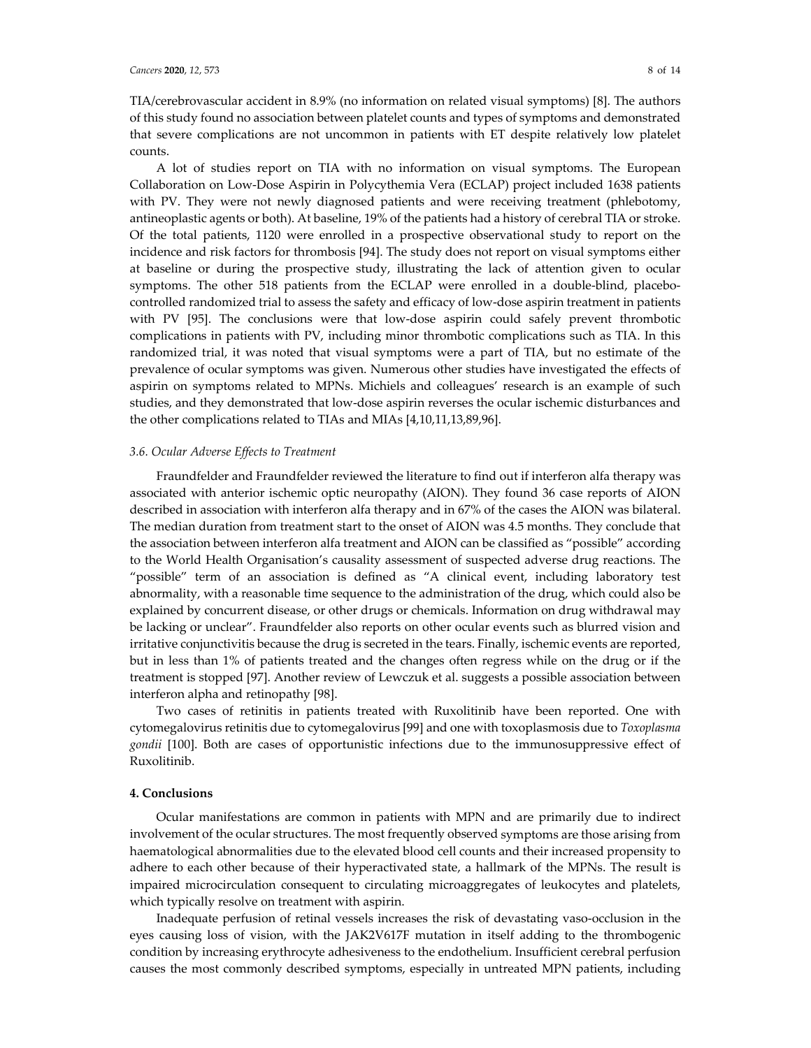TIA/cerebrovascular accident in 8.9% (no information on related visual symptoms) [8]. The authors of this study found no association between platelet counts and types of symptoms and demonstrated that severe complications are not uncommon in patients with ET despite relatively low platelet counts.

A lot of studies report on TIA with no information on visual symptoms. The European Collaboration on Low-Dose Aspirin in Polycythemia Vera (ECLAP) project included 1638 patients with PV. They were not newly diagnosed patients and were receiving treatment (phlebotomy, antineoplastic agents or both). At baseline, 19% of the patients had a history of cerebral TIA or stroke. Of the total patients, 1120 were enrolled in a prospective observational study to report on the incidence and risk factors for thrombosis [94]. The study does not report on visual symptoms either at baseline or during the prospective study, illustrating the lack of attention given to ocular symptoms. The other 518 patients from the ECLAP were enrolled in a double-blind, placebo-controlled randomized trial to assess the safety and efficacy of low-dose aspirin treatment in patients with PV [95]. The conclusions were that low-dose aspirin could safely prevent thrombotic complications in patients with PV, including minor thrombotic complications such as TIA. In this randomized trial, it was noted that visual symptoms were a part of TIA, but no estimate of the prevalence of ocular symptoms was given. Numerous other studies have investigated the effects of aspirin on symptoms related to MPNs. Michiels and colleagues' research is an example of such studies, and they demonstrated that low-dose aspirin reverses the ocular ischemic disturbances and the other complications related to TIAs and MIAs [4,10,11,13,89,96].

### *3.6. Ocular Adverse Effects to Treatment*

Fraundfelder and Fraundfelder reviewed the literature to find out if interferon alfa therapy was associated with anterior ischemic optic neuropathy (AION). They found 36 case reports of AION described in association with interferon alfa therapy and in 67% of the cases the AION was bilateral. The median duration from treatment start to the onset of AION was 4.5 months. They conclude that the association between interferon alfa treatment and AION can be classified as "possible" according to the World Health Organisation's causality assessment of suspected adverse drug reactions. The "possible" term of an association is defined as "A clinical event, including laboratory test abnormality, with a reasonable time sequence to the administration of the drug, which could also be explained by concurrent disease, or other drugs or chemicals. Information on drug withdrawal may be lacking or unclear". Fraundfelder also reports on other ocular events such as blurred vision and irritative conjunctivitis because the drug is secreted in the tears. Finally, ischemic events are reported, but in less than 1% of patients treated and the changes often regress while on the drug or if the treatment is stopped [97]. Another review of Lewczuk et al. suggests a possible association between interferon alpha and retinopathy [98].

Two cases of retinitis in patients treated with Ruxolitinib have been reported. One with cytomegalovirus retinitis due to cytomegalovirus [99] and one with toxoplasmosis due to *Toxoplasma gondii* [100]. Both are cases of opportunistic infections due to the immunosuppressive effect of Ruxolitinib.

## 4. Conclusions

Ocular manifestations are common in patients with MPN and are primarily due to indirect involvement of the ocular structures. The most frequently observed symptoms are those arising from haematological abnormalities due to the elevated blood cell counts and their increased propensity to adhere to each other because of their hyperactivated state, a hallmark of the MPNs. The result is impaired microcirculation consequent to circulating microaggregates of leukocytes and platelets, which typically resolve on treatment with aspirin.

Inadequate perfusion of retinal vessels increases the risk of devastating vaso-occlusion in the eyes causing loss of vision, with the JAK2V617F mutation in itself adding to the thrombogenic condition by increasing erythrocyte adhesiveness to the endothelium. Insufficient cerebral perfusion causes the most commonly described symptoms, especially in untreated MPN patients, including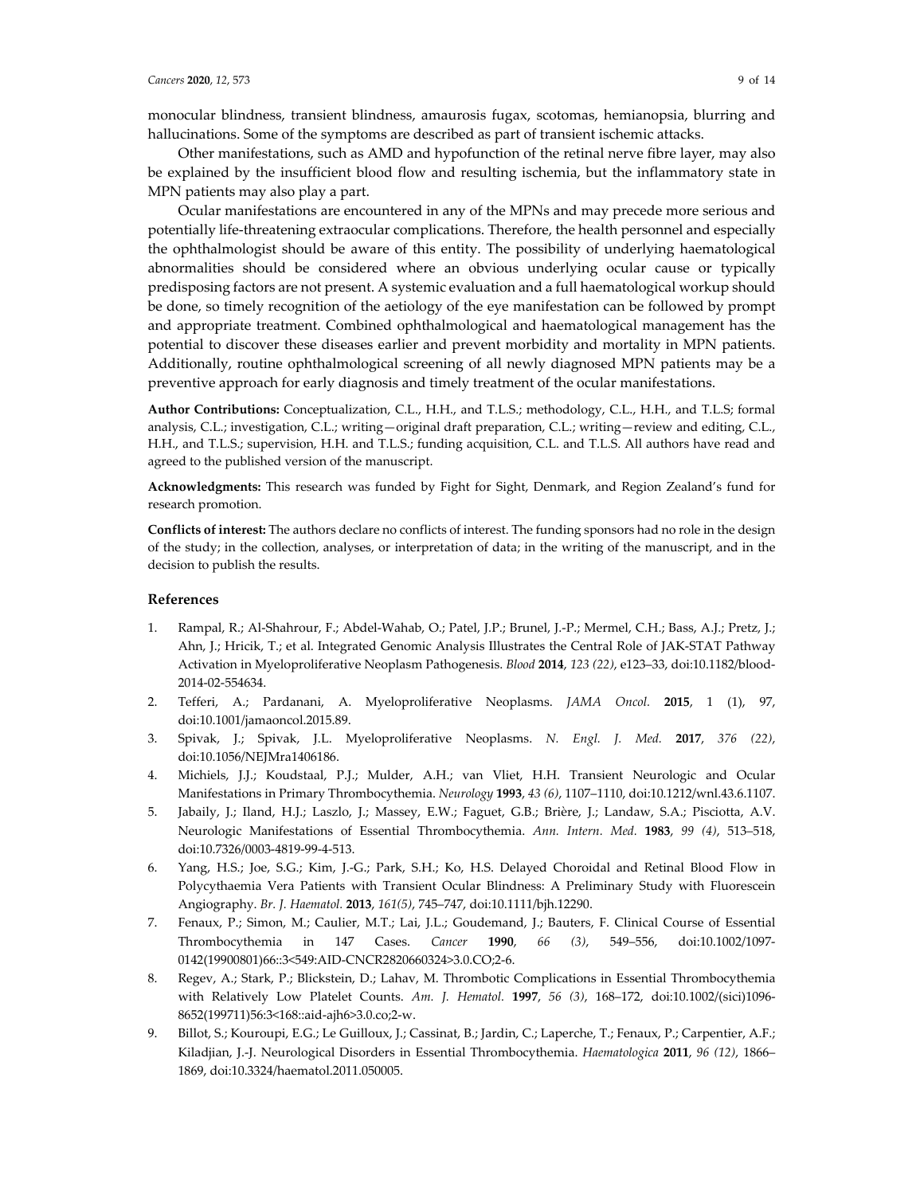monocular blindness, transient blindness, amaurosis fugax, scotomas, hemianopsia, blurring and hallucinations. Some of the symptoms are described as part of transient ischemic attacks.

Other manifestations, such as AMD and hypofunction of the retinal nerve fibre layer, may also be explained by the insufficient blood flow and resulting ischemia, but the inflammatory state in MPN patients may also play a part.

Ocular manifestations are encountered in any of the MPNs and may precede more serious and potentially life-threatening extraocular complications. Therefore, the health personnel and especially the ophthalmologist should be aware of this entity. The possibility of underlying haematological abnormalities should be considered where an obvious underlying ocular cause or typically predisposing factors are not present. A systemic evaluation and a full haematological workup should be done, so timely recognition of the aetiology of the eye manifestation can be followed by prompt and appropriate treatment. Combined ophthalmological and haematological management has the potential to discover these diseases earlier and prevent morbidity and mortality in MPN patients. Additionally, routine ophthalmological screening of all newly diagnosed MPN patients may be a preventive approach for early diagnosis and timely treatment of the ocular manifestations.

**Author Contributions:** Conceptualization, C.L., H.H., and T.L.S.; methodology, C.L., H.H., and T.L.S; formal analysis, C.L.; investigation, C.L.; writing—original draft preparation, C.L.; writing—review and editing, C.L., H.H., and T.L.S.; supervision, H.H. and T.L.S.; funding acquisition, C.L. and T.L.S. All authors have read and agreed to the published version of the manuscript.

**Acknowledgments:** This research was funded by Fight for Sight, Denmark, and Region Zealand's fund for research promotion.

**Conflicts of interest:** The authors declare no conflicts of interest. The funding sponsors had no role in the design of the study; in the collection, analyses, or interpretation of data; in the writing of the manuscript, and in the decision to publish the results.

## References

1. Rampal, R.; Al-Shahrour, F.; Abdel-Wahab, O.; Patel, J.P.; Brunel, J.-P.; Mermel, C.H.; Bass, A.J.; Pretz, J.; Ahn, J.; Hricik, T.; et al. Integrated Genomic Analysis Illustrates the Central Role of JAK-STAT Pathway Activation in Myeloproliferative Neoplasm Pathogenesis. *Blood* **2014**, *123 (22)*, e123–33, doi:10.1182/blood-2014-02-554634.
2. Tefferi, A.; Pardanani, A. Myeloproliferative Neoplasms. *JAMA Oncol.* **2015**, 1 (1), 97, doi:10.1001/jamaoncol.2015.89.
3. Spivak, J.; Spivak, J.L. Myeloproliferative Neoplasms. *N. Engl. J. Med.* **2017**, *376 (22)*, doi:10.1056/NEJMra1406186.
4. Michiels, J.J.; Koudstaal, P.J.; Mulder, A.H.; van Vliet, H.H. Transient Neurologic and Ocular Manifestations in Primary Thrombocythemia. *Neurology* **1993**, *43 (6)*, 1107–1110, doi:10.1212/wnl.43.6.1107.
5. Jabaily, J.; Iland, H.J.; Laszlo, J.; Massey, E.W.; Faguet, G.B.; Brière, J.; Landaw, S.A.; Pisciotta, A.V. Neurologic Manifestations of Essential Thrombocythemia. *Ann. Intern. Med.* **1983**, *99 (4)*, 513–518, doi:10.7326/0003-4819-99-4-513.
6. Yang, H.S.; Joe, S.G.; Kim, J.-G.; Park, S.H.; Ko, H.S. Delayed Choroidal and Retinal Blood Flow in Polycythaemia Vera Patients with Transient Ocular Blindness: A Preliminary Study with Fluorescein Angiography. *Br. J. Haematol.* **2013**, *161(5)*, 745–747, doi:10.1111/bjh.12290.
7. Fenaux, P.; Simon, M.; Caulier, M.T.; Lai, J.L.; Goudemand, J.; Bauters, F. Clinical Course of Essential Thrombocythemia in 147 Cases. *Cancer* **1990**, *66 (3)*, 549–556, doi:10.1002/1097-0142(19900801)66::3<549:AID-CNCR2820660324>3.0.CO;2-6.
8. Regev, A.; Stark, P.; Blickstein, D.; Lahav, M. Thrombotic Complications in Essential Thrombocythemia with Relatively Low Platelet Counts. *Am. J. Hematol.* **1997**, *56 (3)*, 168–172, doi:10.1002/(sici)1096-8652(199711)56:3<168::aid-ajh6>3.0.co;2-w.
9. Billot, S.; Kouroupi, E.G.; Le Guilloux, J.; Cassinat, B.; Jardin, C.; Laperche, T.; Fenaux, P.; Carpentier, A.F.; Kiladjian, J.-J. Neurological Disorders in Essential Thrombocythemia. *Haematologica* **2011**, *96 (12)*, 1866–1869, doi:10.3324/haematol.2011.050005.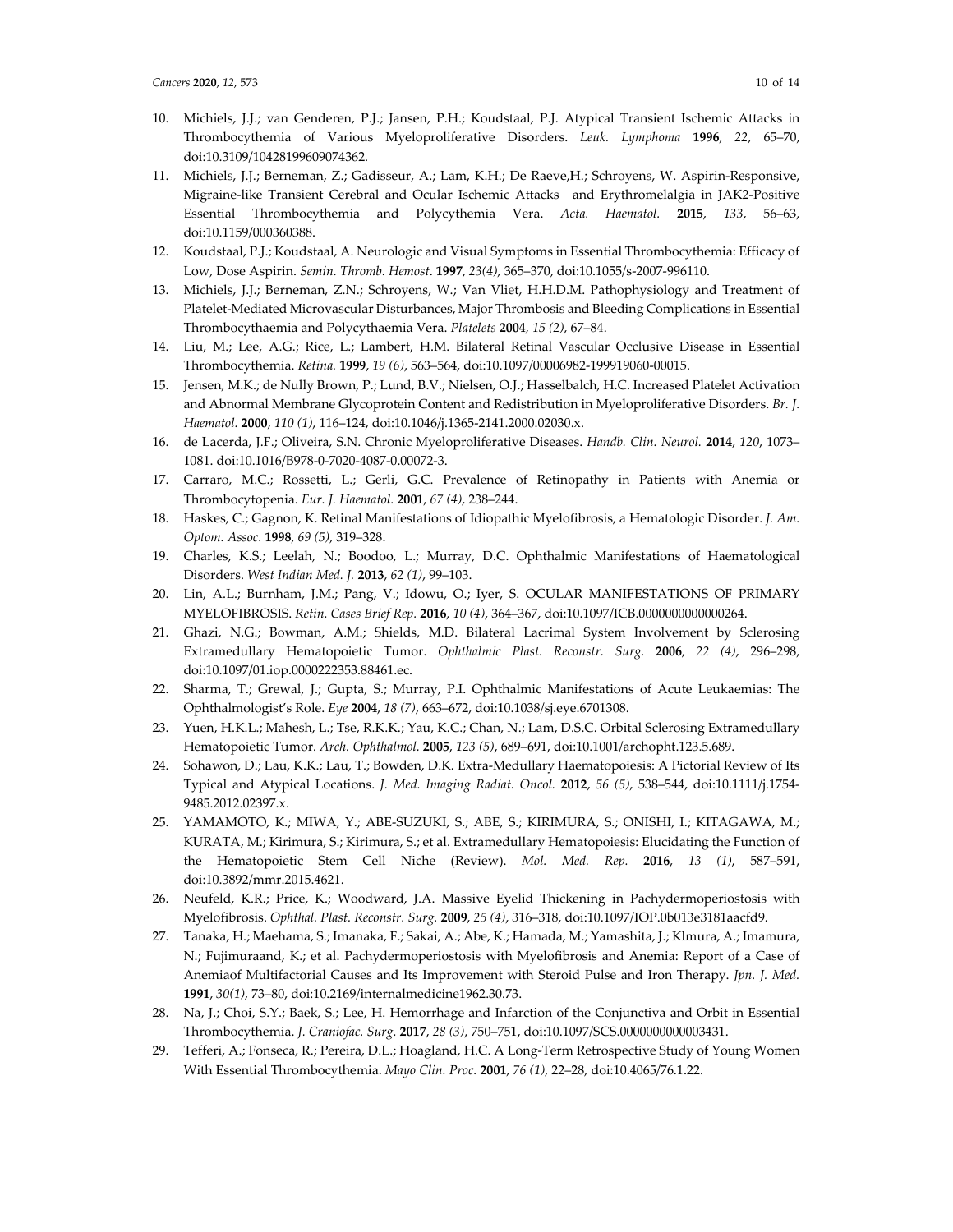10. Michiels, J.J.; van Genderen, P.J.; Jansen, P.H.; Koudstaal, P.J. Atypical Transient Ischemic Attacks in Thrombocythemia of Various Myeloproliferative Disorders. *Leuk. Lymphoma* **1996**, *22*, 65–70, doi:10.3109/10428199609074362.
11. Michiels, J.J.; Berneman, Z.; Gadisseur, A.; Lam, K.H.; De Raeve,H.; Schroyens, W. Aspirin-Responsive, Migraine-like Transient Cerebral and Ocular Ischemic Attacks and Erythromelalgia in JAK2-Positive Essential Thrombocythemia and Polycythemia Vera. *Acta. Haematol.* **2015**, *133*, 56–63, doi:10.1159/000360388.
12. Koudstaal, P.J.; Koudstaal, A. Neurologic and Visual Symptoms in Essential Thrombocythemia: Efficacy of Low, Dose Aspirin. *Semin. Thromb. Hemost*. **1997**, *23(4)*, 365–370, doi:10.1055/s-2007-996110.
13. Michiels, J.J.; Berneman, Z.N.; Schroyens, W.; Van Vliet, H.H.D.M. Pathophysiology and Treatment of Platelet-Mediated Microvascular Disturbances, Major Thrombosis and Bleeding Complications in Essential Thrombocythaemia and Polycythaemia Vera. *Platelets* **2004**, *15 (2)*, 67–84.
14. Liu, M.; Lee, A.G.; Rice, L.; Lambert, H.M. Bilateral Retinal Vascular Occlusive Disease in Essential Thrombocythemia. *Retina.* **1999**, *19 (6)*, 563–564, doi:10.1097/00006982-199919060-00015.
15. Jensen, M.K.; de Nully Brown, P.; Lund, B.V.; Nielsen, O.J.; Hasselbalch, H.C. Increased Platelet Activation and Abnormal Membrane Glycoprotein Content and Redistribution in Myeloproliferative Disorders. *Br. J. Haematol.* **2000**, *110 (1)*, 116–124, doi:10.1046/j.1365-2141.2000.02030.x.
16. de Lacerda, J.F.; Oliveira, S.N. Chronic Myeloproliferative Diseases. *Handb. Clin. Neurol.* **2014**, *120*, 1073–1081. doi:10.1016/B978-0-7020-4087-0.00072-3.
17. Carraro, M.C.; Rossetti, L.; Gerli, G.C. Prevalence of Retinopathy in Patients with Anemia or Thrombocytopenia. *Eur. J. Haematol.* **2001**, *67 (4)*, 238–244.
18. Haskes, C.; Gagnon, K. Retinal Manifestations of Idiopathic Myelofibrosis, a Hematologic Disorder. *J. Am. Optom. Assoc.* **1998**, *69 (5)*, 319–328.
19. Charles, K.S.; Leelah, N.; Boodoo, L.; Murray, D.C. Ophthalmic Manifestations of Haematological Disorders. *West Indian Med. J.* **2013**, *62 (1)*, 99–103.
20. Lin, A.L.; Burnham, J.M.; Pang, V.; Idowu, O.; Iyer, S. OCULAR MANIFESTATIONS OF PRIMARY MYELOFIBROSIS. *Retin. Cases Brief Rep.* **2016**, *10 (4)*, 364–367, doi:10.1097/ICB.0000000000000264.
21. Ghazi, N.G.; Bowman, A.M.; Shields, M.D. Bilateral Lacrimal System Involvement by Sclerosing Extramedullary Hematopoietic Tumor. *Ophthalmic Plast. Reconstr. Surg.* **2006**, *22 (4)*, 296–298, doi:10.1097/01.iop.0000222353.88461.ec.
22. Sharma, T.; Grewal, J.; Gupta, S.; Murray, P.I. Ophthalmic Manifestations of Acute Leukaemias: The Ophthalmologist's Role. *Eye* **2004**, *18 (7)*, 663–672, doi:10.1038/sj.eye.6701308.
23. Yuen, H.K.L.; Mahesh, L.; Tse, R.K.K.; Yau, K.C.; Chan, N.; Lam, D.S.C. Orbital Sclerosing Extramedullary Hematopoietic Tumor. *Arch. Ophthalmol.* **2005**, *123 (5)*, 689–691, doi:10.1001/archopht.123.5.689.
24. Sohawon, D.; Lau, K.K.; Lau, T.; Bowden, D.K. Extra-Medullary Haematopoiesis: A Pictorial Review of Its Typical and Atypical Locations. *J. Med. Imaging Radiat. Oncol.* **2012**, *56 (5)*, 538–544, doi:10.1111/j.1754-9485.2012.02397.x.
25. YAMAMOTO, K.; MIWA, Y.; ABE-SUZUKI, S.; ABE, S.; KIRIMURA, S.; ONISHI, I.; KITAGAWA, M.; KURATA, M.; Kirimura, S.; Kirimura, S.; et al. Extramedullary Hematopoiesis: Elucidating the Function of the Hematopoietic Stem Cell Niche (Review). *Mol. Med. Rep.* **2016**, *13 (1)*, 587–591, doi:10.3892/mmr.2015.4621.
26. Neufeld, K.R.; Price, K.; Woodward, J.A. Massive Eyelid Thickening in Pachydermoperiostosis with Myelofibrosis. *Ophthal. Plast. Reconstr. Surg.* **2009**, *25 (4)*, 316–318, doi:10.1097/IOP.0b013e3181aacfd9.
27. Tanaka, H.; Maehama, S.; Imanaka, F.; Sakai, A.; Abe, K.; Hamada, M.; Yamashita, J.; Klmura, A.; Imamura, N.; Fujimuraand, K.; et al. Pachydermoperiostosis with Myelofibrosis and Anemia: Report of a Case of Anemiaof Multifactorial Causes and Its Improvement with Steroid Pulse and Iron Therapy. *Jpn. J. Med.* **1991**, *30(1)*, 73–80, doi:10.2169/internalmedicine1962.30.73.
28. Na, J.; Choi, S.Y.; Baek, S.; Lee, H. Hemorrhage and Infarction of the Conjunctiva and Orbit in Essential Thrombocythemia. *J. Craniofac. Surg.* **2017**, *28 (3)*, 750–751, doi:10.1097/SCS.0000000000003431.
29. Tefferi, A.; Fonseca, R.; Pereira, D.L.; Hoagland, H.C. A Long-Term Retrospective Study of Young Women With Essential Thrombocythemia. *Mayo Clin. Proc.* **2001**, *76 (1)*, 22–28, doi:10.4065/76.1.22.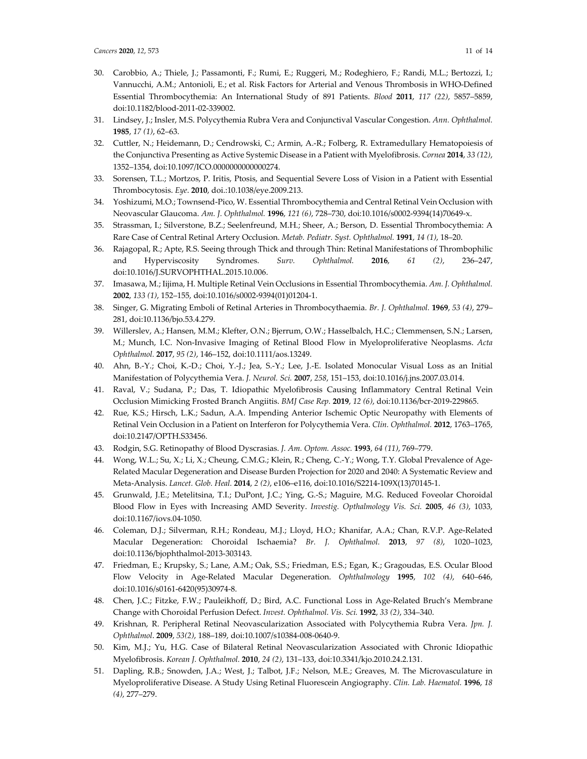30. Carobbio, A.; Thiele, J.; Passamonti, F.; Rumi, E.; Ruggeri, M.; Rodeghiero, F.; Randi, M.L.; Bertozzi, I.; Vannucchi, A.M.; Antonioli, E.; et al. Risk Factors for Arterial and Venous Thrombosis in WHO-Defined Essential Thrombocythemia: An International Study of 891 Patients. *Blood* **2011**, *117 (22)*, 5857–5859, doi:10.1182/blood-2011-02-339002.
31. Lindsey, J.; Insler, M.S. Polycythemia Rubra Vera and Conjunctival Vascular Congestion. *Ann. Ophthalmol.* **1985**, *17 (1)*, 62–63.
32. Cuttler, N.; Heidemann, D.; Cendrowski, C.; Armin, A.-R.; Folberg, R. Extramedullary Hematopoiesis of the Conjunctiva Presenting as Active Systemic Disease in a Patient with Myelofibrosis. *Cornea* **2014**, *33 (12)*, 1352–1354, doi:10.1097/ICO.0000000000000274.
33. Sorensen, T.L.; Mortzos, P. Iritis, Ptosis, and Sequential Severe Loss of Vision in a Patient with Essential Thrombocytosis. *Eye*. **2010**, doi.:10.1038/eye.2009.213.
34. Yoshizumi, M.O.; Townsend-Pico, W. Essential Thrombocythemia and Central Retinal Vein Occlusion with Neovascular Glaucoma. *Am. J. Ophthalmol.* **1996**, *121 (6)*, 728–730, doi:10.1016/s0002-9394(14)70649-x.
35. Strassman, I.; Silverstone, B.Z.; Seelenfreund, M.H.; Sheer, A.; Berson, D. Essential Thrombocythemia: A Rare Case of Central Retinal Artery Occlusion. *Metab. Pediatr. Syst. Ophthalmol.* **1991**, *14 (1)*, 18–20.
36. Rajagopal, R.; Apte, R.S. Seeing through Thick and through Thin: Retinal Manifestations of Thrombophilic and Hyperviscosity Syndromes. *Surv. Ophthalmol.* **2016**, *61 (2)*, 236–247, doi:10.1016/J.SURVOPHTHAL.2015.10.006.
37. Imasawa, M.; Iijima, H. Multiple Retinal Vein Occlusions in Essential Thrombocythemia. *Am. J. Ophthalmol.* **2002**, *133 (1)*, 152–155, doi:10.1016/s0002-9394(01)01204-1.
38. Singer, G. Migrating Emboli of Retinal Arteries in Thrombocythaemia. *Br. J. Ophthalmol.* **1969**, *53 (4)*, 279–281, doi:10.1136/bjo.53.4.279.
39. Willerslev, A.; Hansen, M.M.; Klefter, O.N.; Bjerrum, O.W.; Hasselbalch, H.C.; Clemmensen, S.N.; Larsen, M.; Munch, I.C. Non-Invasive Imaging of Retinal Blood Flow in Myeloproliferative Neoplasms. *Acta Ophthalmol.* **2017**, *95 (2)*, 146–152, doi:10.1111/aos.13249.
40. Ahn, B.-Y.; Choi, K.-D.; Choi, Y.-J.; Jea, S.-Y.; Lee, J.-E. Isolated Monocular Visual Loss as an Initial Manifestation of Polycythemia Vera. *J. Neurol. Sci.* **2007**, *258*, 151–153, doi:10.1016/j.jns.2007.03.014.
41. Raval, V.; Sudana, P.; Das, T. Idiopathic Myelofibrosis Causing Inflammatory Central Retinal Vein Occlusion Mimicking Frosted Branch Angiitis. *BMJ Case Rep.* **2019**, *12 (6)*, doi:10.1136/bcr-2019-229865.
42. Rue, K.S.; Hirsch, L.K.; Sadun, A.A. Impending Anterior Ischemic Optic Neuropathy with Elements of Retinal Vein Occlusion in a Patient on Interferon for Polycythemia Vera. *Clin. Ophthalmol.* **2012**, 1763–1765, doi:10.2147/OPTH.S33456.
43. Rodgin, S.G. Retinopathy of Blood Dyscrasias. *J. Am. Optom. Assoc.* **1993**, *64 (11)*, 769–779.
44. Wong, W.L.; Su, X.; Li, X.; Cheung, C.M.G.; Klein, R.; Cheng, C.-Y.; Wong, T.Y. Global Prevalence of Age-Related Macular Degeneration and Disease Burden Projection for 2020 and 2040: A Systematic Review and Meta-Analysis. *Lancet. Glob. Heal.* **2014**, *2 (2)*, e106–e116, doi:10.1016/S2214-109X(13)70145-1.
45. Grunwald, J.E.; Metelitsina, T.I.; DuPont, J.C.; Ying, G.-S.; Maguire, M.G. Reduced Foveolar Choroidal Blood Flow in Eyes with Increasing AMD Severity. *Investig. Opthalmology Vis. Sci.* **2005**, *46 (3)*, 1033, doi:10.1167/iovs.04-1050.
46. Coleman, D.J.; Silverman, R.H.; Rondeau, M.J.; Lloyd, H.O.; Khanifar, A.A.; Chan, R.V.P. Age-Related Macular Degeneration: Choroidal Ischaemia? *Br. J. Ophthalmol.* **2013**, *97 (8)*, 1020–1023, doi:10.1136/bjophthalmol-2013-303143.
47. Friedman, E.; Krupsky, S.; Lane, A.M.; Oak, S.S.; Friedman, E.S.; Egan, K.; Gragoudas, E.S. Ocular Blood Flow Velocity in Age-Related Macular Degeneration. *Ophthalmology* **1995**, *102 (4)*, 640–646, doi:10.1016/s0161-6420(95)30974-8.
48. Chen, J.C.; Fitzke, F.W.; Pauleikhoff, D.; Bird, A.C. Functional Loss in Age-Related Bruch's Membrane Change with Choroidal Perfusion Defect. *Invest. Ophthalmol. Vis. Sci.* **1992**, *33 (2)*, 334–340.
49. Krishnan, R. Peripheral Retinal Neovascularization Associated with Polycythemia Rubra Vera. *Jpn. J. Ophthalmol*. **2009**, *53(2)*, 188–189, doi:10.1007/s10384-008-0640-9.
50. Kim, M.J.; Yu, H.G. Case of Bilateral Retinal Neovascularization Associated with Chronic Idiopathic Myelofibrosis. *Korean J. Ophthalmol.* **2010**, *24 (2)*, 131–133, doi:10.3341/kjo.2010.24.2.131.
51. Dapling, R.B.; Snowden, J.A.; West, J.; Talbot, J.F.; Nelson, M.E.; Greaves, M. The Microvasculature in Myeloproliferative Disease. A Study Using Retinal Fluorescein Angiography. *Clin. Lab. Haematol.* **1996**, *18 (4)*, 277–279.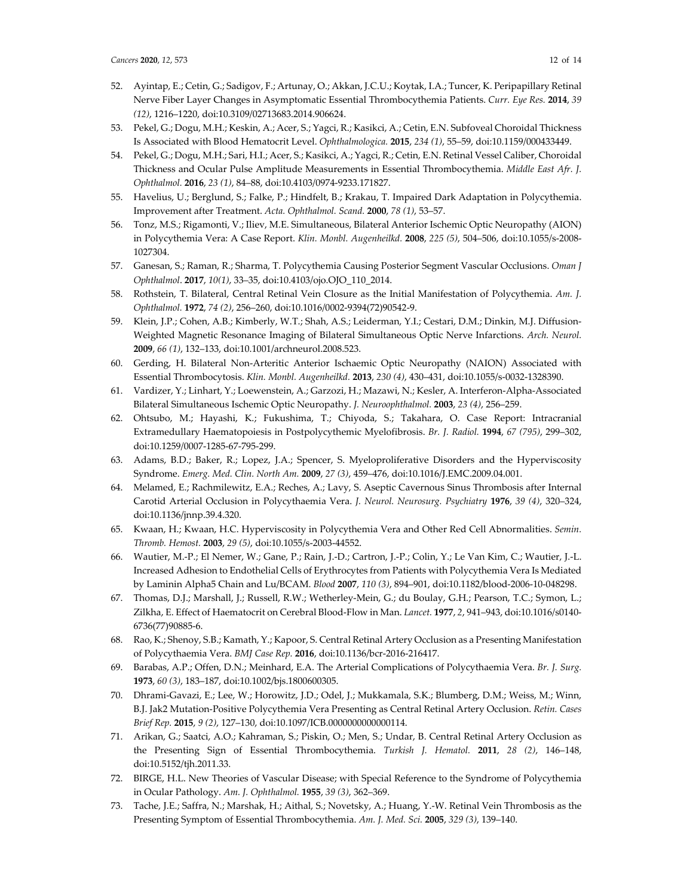52. Ayintap, E.; Cetin, G.; Sadigov, F.; Artunay, O.; Akkan, J.C.U.; Koytak, I.A.; Tuncer, K. Peripapillary Retinal Nerve Fiber Layer Changes in Asymptomatic Essential Thrombocythemia Patients. *Curr. Eye Res.* **2014**, *39 (12)*, 1216–1220, doi:10.3109/02713683.2014.906624.
53. Pekel, G.; Dogu, M.H.; Keskin, A.; Acer, S.; Yagci, R.; Kasikci, A.; Cetin, E.N. Subfoveal Choroidal Thickness Is Associated with Blood Hematocrit Level. *Ophthalmologica.* **2015**, *234 (1)*, 55–59, doi:10.1159/000433449.
54. Pekel, G.; Dogu, M.H.; Sari, H.I.; Acer, S.; Kasikci, A.; Yagci, R.; Cetin, E.N. Retinal Vessel Caliber, Choroidal Thickness and Ocular Pulse Amplitude Measurements in Essential Thrombocythemia. *Middle East Afr. J. Ophthalmol.* **2016**, *23 (1)*, 84–88, doi:10.4103/0974-9233.171827.
55. Havelius, U.; Berglund, S.; Falke, P.; Hindfelt, B.; Krakau, T. Impaired Dark Adaptation in Polycythemia. Improvement after Treatment. *Acta. Ophthalmol. Scand.* **2000**, *78 (1)*, 53–57.
56. Tonz, M.S.; Rigamonti, V.; Iliev, M.E. Simultaneous, Bilateral Anterior Ischemic Optic Neuropathy (AION) in Polycythemia Vera: A Case Report. *Klin. Monbl. Augenheilkd.* **2008**, *225 (5)*, 504–506, doi:10.1055/s-2008-1027304.
57. Ganesan, S.; Raman, R.; Sharma, T. Polycythemia Causing Posterior Segment Vascular Occlusions. *Oman J Ophthalmol*. **2017**, *10(1)*, 33–35, doi:10.4103/ojo.OJO_110_2014.
58. Rothstein, T. Bilateral, Central Retinal Vein Closure as the Initial Manifestation of Polycythemia. *Am. J. Ophthalmol.* **1972**, *74 (2)*, 256–260, doi:10.1016/0002-9394(72)90542-9.
59. Klein, J.P.; Cohen, A.B.; Kimberly, W.T.; Shah, A.S.; Leiderman, Y.I.; Cestari, D.M.; Dinkin, M.J. Diffusion-Weighted Magnetic Resonance Imaging of Bilateral Simultaneous Optic Nerve Infarctions. *Arch. Neurol.* **2009**, *66 (1)*, 132–133, doi:10.1001/archneurol.2008.523.
60. Gerding, H. Bilateral Non-Arteritic Anterior Ischaemic Optic Neuropathy (NAION) Associated with Essential Thrombocytosis. *Klin. Monbl. Augenheilkd.* **2013**, *230 (4)*, 430–431, doi:10.1055/s-0032-1328390.
61. Vardizer, Y.; Linhart, Y.; Loewenstein, A.; Garzozi, H.; Mazawi, N.; Kesler, A. Interferon-Alpha-Associated Bilateral Simultaneous Ischemic Optic Neuropathy. *J. Neuroophthalmol.* **2003**, *23 (4)*, 256–259.
62. Ohtsubo, M.; Hayashi, K.; Fukushima, T.; Chiyoda, S.; Takahara, O. Case Report: Intracranial Extramedullary Haematopoiesis in Postpolycythemic Myelofibrosis. *Br. J. Radiol.* **1994**, *67 (795)*, 299–302, doi:10.1259/0007-1285-67-795-299.
63. Adams, B.D.; Baker, R.; Lopez, J.A.; Spencer, S. Myeloproliferative Disorders and the Hyperviscosity Syndrome. *Emerg. Med. Clin. North Am.* **2009**, *27 (3)*, 459–476, doi:10.1016/J.EMC.2009.04.001.
64. Melamed, E.; Rachmilewitz, E.A.; Reches, A.; Lavy, S. Aseptic Cavernous Sinus Thrombosis after Internal Carotid Arterial Occlusion in Polycythaemia Vera. *J. Neurol. Neurosurg. Psychiatry* **1976**, *39 (4)*, 320–324, doi:10.1136/jnnp.39.4.320.
65. Kwaan, H.; Kwaan, H.C. Hyperviscosity in Polycythemia Vera and Other Red Cell Abnormalities. *Semin. Thromb. Hemost.* **2003**, *29 (5)*, doi:10.1055/s-2003-44552.
66. Wautier, M.-P.; El Nemer, W.; Gane, P.; Rain, J.-D.; Cartron, J.-P.; Colin, Y.; Le Van Kim, C.; Wautier, J.-L. Increased Adhesion to Endothelial Cells of Erythrocytes from Patients with Polycythemia Vera Is Mediated by Laminin Alpha5 Chain and Lu/BCAM. *Blood* **2007**, *110 (3)*, 894–901, doi:10.1182/blood-2006-10-048298.
67. Thomas, D.J.; Marshall, J.; Russell, R.W.; Wetherley-Mein, G.; du Boulay, G.H.; Pearson, T.C.; Symon, L.; Zilkha, E. Effect of Haematocrit on Cerebral Blood-Flow in Man. *Lancet.* **1977**, *2*, 941–943, doi:10.1016/s0140-6736(77)90885-6.
68. Rao, K.; Shenoy, S.B.; Kamath, Y.; Kapoor, S. Central Retinal Artery Occlusion as a Presenting Manifestation of Polycythaemia Vera. *BMJ Case Rep.* **2016**, doi:10.1136/bcr-2016-216417.
69. Barabas, A.P.; Offen, D.N.; Meinhard, E.A. The Arterial Complications of Polycythaemia Vera. *Br. J. Surg.* **1973**, *60 (3)*, 183–187, doi:10.1002/bjs.1800600305.
70. Dhrami-Gavazi, E.; Lee, W.; Horowitz, J.D.; Odel, J.; Mukkamala, S.K.; Blumberg, D.M.; Weiss, M.; Winn, B.J. Jak2 Mutation-Positive Polycythemia Vera Presenting as Central Retinal Artery Occlusion. *Retin. Cases Brief Rep.* **2015**, *9 (2)*, 127–130, doi:10.1097/ICB.0000000000000114.
71. Arikan, G.; Saatci, A.O.; Kahraman, S.; Piskin, O.; Men, S.; Undar, B. Central Retinal Artery Occlusion as the Presenting Sign of Essential Thrombocythemia. *Turkish J. Hematol.* **2011**, *28 (2)*, 146–148, doi:10.5152/tjh.2011.33.
72. BIRGE, H.L. New Theories of Vascular Disease; with Special Reference to the Syndrome of Polycythemia in Ocular Pathology. *Am. J. Ophthalmol.* **1955**, *39 (3)*, 362–369.
73. Tache, J.E.; Saffra, N.; Marshak, H.; Aithal, S.; Novetsky, A.; Huang, Y.-W. Retinal Vein Thrombosis as the Presenting Symptom of Essential Thrombocythemia. *Am. J. Med. Sci.* **2005**, *329 (3)*, 139–140.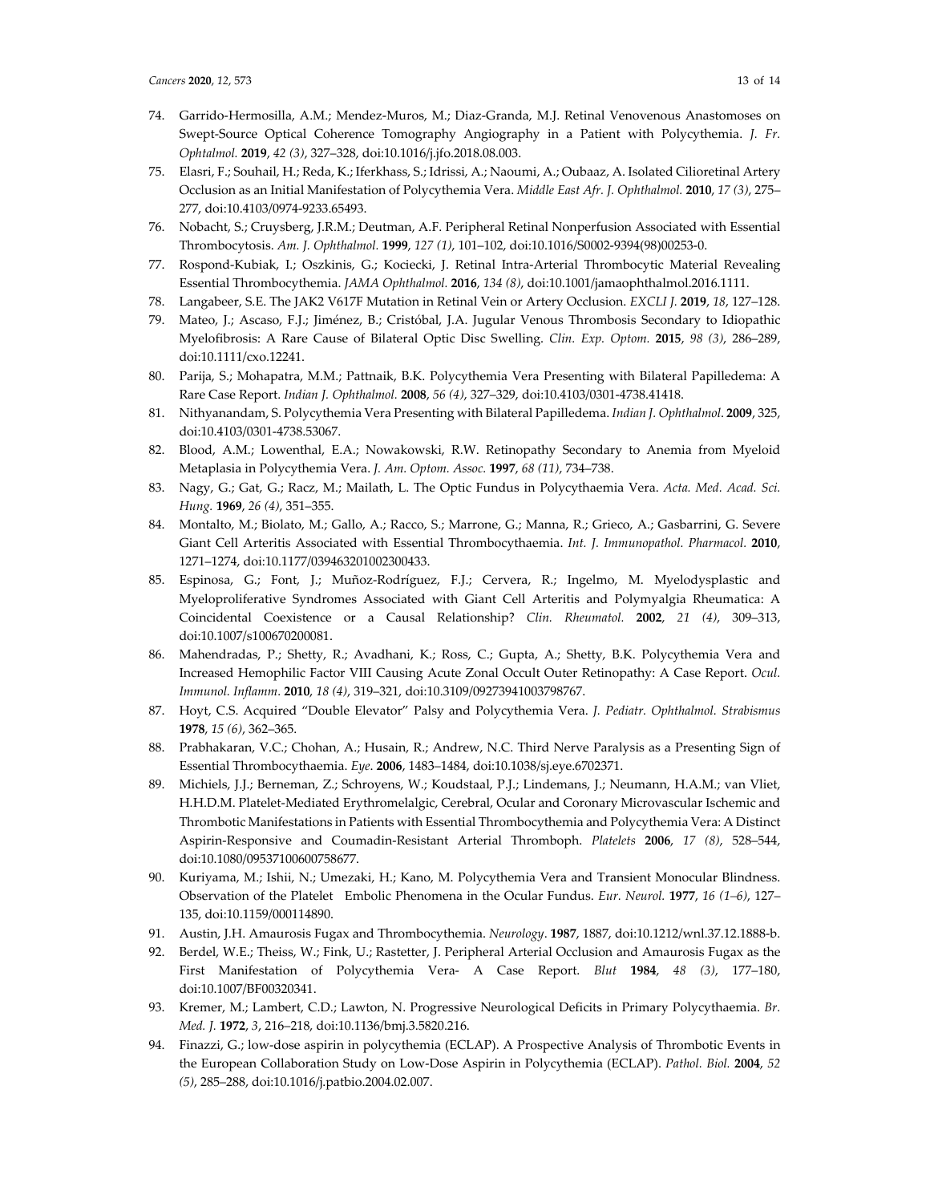74. Garrido-Hermosilla, A.M.; Mendez-Muros, M.; Diaz-Granda, M.J. Retinal Venovenous Anastomoses on Swept-Source Optical Coherence Tomography Angiography in a Patient with Polycythemia. *J. Fr. Ophtalmol.* **2019**, *42 (3)*, 327–328, doi:10.1016/j.jfo.2018.08.003.
75. Elasri, F.; Souhail, H.; Reda, K.; Iferkhass, S.; Idrissi, A.; Naoumi, A.; Oubaaz, A. Isolated Cilioretinal Artery Occlusion as an Initial Manifestation of Polycythemia Vera. *Middle East Afr. J. Ophthalmol.* **2010**, *17 (3)*, 275–277, doi:10.4103/0974-9233.65493.
76. Nobacht, S.; Cruysberg, J.R.M.; Deutman, A.F. Peripheral Retinal Nonperfusion Associated with Essential Thrombocytosis. *Am. J. Ophthalmol.* **1999**, *127 (1)*, 101–102, doi:10.1016/S0002-9394(98)00253-0.
77. Rospond-Kubiak, I.; Oszkinis, G.; Kociecki, J. Retinal Intra-Arterial Thrombocytic Material Revealing Essential Thrombocythemia. *JAMA Ophthalmol.* **2016**, *134 (8)*, doi:10.1001/jamaophthalmol.2016.1111.
78. Langabeer, S.E. The JAK2 V617F Mutation in Retinal Vein or Artery Occlusion. *EXCLI J.* **2019**, *18*, 127–128.
79. Mateo, J.; Ascaso, F.J.; Jiménez, B.; Cristóbal, J.A. Jugular Venous Thrombosis Secondary to Idiopathic Myelofibrosis: A Rare Cause of Bilateral Optic Disc Swelling. *Clin. Exp. Optom.* **2015**, *98 (3)*, 286–289, doi:10.1111/cxo.12241.
80. Parija, S.; Mohapatra, M.M.; Pattnaik, B.K. Polycythemia Vera Presenting with Bilateral Papilledema: A Rare Case Report. *Indian J. Ophthalmol.* **2008**, *56 (4)*, 327–329, doi:10.4103/0301-4738.41418.
81. Nithyanandam, S. Polycythemia Vera Presenting with Bilateral Papilledema. *Indian J. Ophthalmol*. **2009**, 325, doi:10.4103/0301-4738.53067.
82. Blood, A.M.; Lowenthal, E.A.; Nowakowski, R.W. Retinopathy Secondary to Anemia from Myeloid Metaplasia in Polycythemia Vera. *J. Am. Optom. Assoc.* **1997**, *68 (11)*, 734–738.
83. Nagy, G.; Gat, G.; Racz, M.; Mailath, L. The Optic Fundus in Polycythaemia Vera. *Acta. Med. Acad. Sci. Hung.* **1969**, *26 (4)*, 351–355.
84. Montalto, M.; Biolato, M.; Gallo, A.; Racco, S.; Marrone, G.; Manna, R.; Grieco, A.; Gasbarrini, G. Severe Giant Cell Arteritis Associated with Essential Thrombocythaemia. *Int. J. Immunopathol. Pharmacol.* **2010**, 1271–1274, doi:10.1177/039463201002300433.
85. Espinosa, G.; Font, J.; Muñoz-Rodríguez, F.J.; Cervera, R.; Ingelmo, M. Myelodysplastic and Myeloproliferative Syndromes Associated with Giant Cell Arteritis and Polymyalgia Rheumatica: A Coincidental Coexistence or a Causal Relationship? *Clin. Rheumatol.* **2002**, *21 (4)*, 309–313, doi:10.1007/s100670200081.
86. Mahendradas, P.; Shetty, R.; Avadhani, K.; Ross, C.; Gupta, A.; Shetty, B.K. Polycythemia Vera and Increased Hemophilic Factor VIII Causing Acute Zonal Occult Outer Retinopathy: A Case Report. *Ocul. Immunol. Inflamm.* **2010**, *18 (4)*, 319–321, doi:10.3109/09273941003798767.
87. Hoyt, C.S. Acquired "Double Elevator" Palsy and Polycythemia Vera. *J. Pediatr. Ophthalmol. Strabismus* **1978**, *15 (6)*, 362–365.
88. Prabhakaran, V.C.; Chohan, A.; Husain, R.; Andrew, N.C. Third Nerve Paralysis as a Presenting Sign of Essential Thrombocythaemia. *Eye*. **2006**, 1483–1484, doi:10.1038/sj.eye.6702371.
89. Michiels, J.J.; Berneman, Z.; Schroyens, W.; Koudstaal, P.J.; Lindemans, J.; Neumann, H.A.M.; van Vliet, H.H.D.M. Platelet-Mediated Erythromelalgic, Cerebral, Ocular and Coronary Microvascular Ischemic and Thrombotic Manifestations in Patients with Essential Thrombocythemia and Polycythemia Vera: A Distinct Aspirin-Responsive and Coumadin-Resistant Arterial Thromboph. *Platelets* **2006**, *17 (8)*, 528–544, doi:10.1080/09537100600758677.
90. Kuriyama, M.; Ishii, N.; Umezaki, H.; Kano, M. Polycythemia Vera and Transient Monocular Blindness. Observation of the Platelet Embolic Phenomena in the Ocular Fundus. *Eur. Neurol.* **1977**, *16 (1–6)*, 127–135, doi:10.1159/000114890.
91. Austin, J.H. Amaurosis Fugax and Thrombocythemia. *Neurology*. **1987**, 1887, doi:10.1212/wnl.37.12.1888-b.
92. Berdel, W.E.; Theiss, W.; Fink, U.; Rastetter, J. Peripheral Arterial Occlusion and Amaurosis Fugax as the First Manifestation of Polycythemia Vera- A Case Report. *Blut* **1984**, *48 (3)*, 177–180, doi:10.1007/BF00320341.
93. Kremer, M.; Lambert, C.D.; Lawton, N. Progressive Neurological Deficits in Primary Polycythaemia. *Br. Med. J.* **1972**, *3*, 216–218, doi:10.1136/bmj.3.5820.216.
94. Finazzi, G.; low-dose aspirin in polycythemia (ECLAP). A Prospective Analysis of Thrombotic Events in the European Collaboration Study on Low-Dose Aspirin in Polycythemia (ECLAP). *Pathol. Biol.* **2004**, *52 (5)*, 285–288, doi:10.1016/j.patbio.2004.02.007.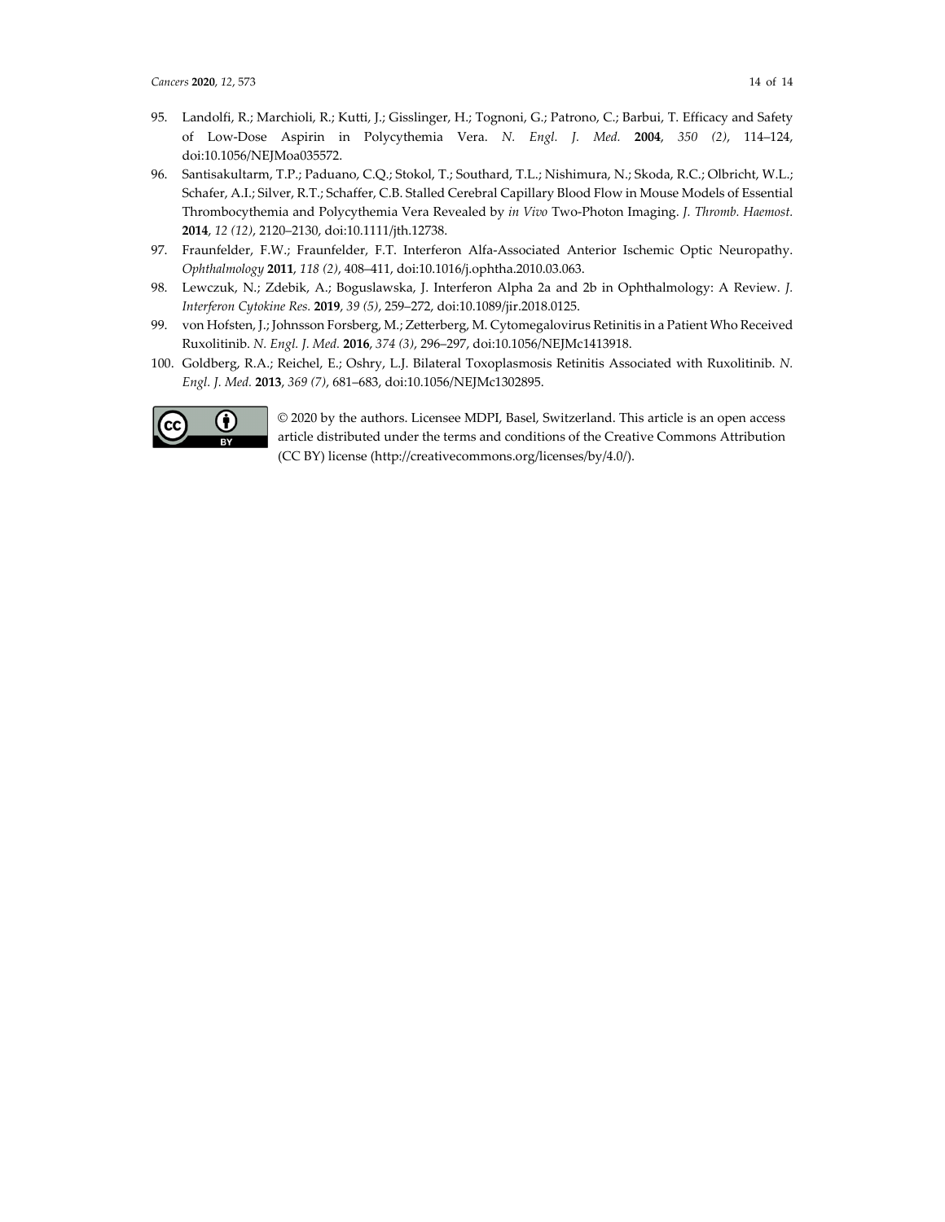95. Landolfi, R.; Marchioli, R.; Kutti, J.; Gisslinger, H.; Tognoni, G.; Patrono, C.; Barbui, T. Efficacy and Safety of Low-Dose Aspirin in Polycythemia Vera. *N. Engl. J. Med.* **2004**, *350 (2)*, 114–124, doi:10.1056/NEJMoa035572.
96. Santisakultarm, T.P.; Paduano, C.Q.; Stokol, T.; Southard, T.L.; Nishimura, N.; Skoda, R.C.; Olbricht, W.L.; Schafer, A.I.; Silver, R.T.; Schaffer, C.B. Stalled Cerebral Capillary Blood Flow in Mouse Models of Essential Thrombocythemia and Polycythemia Vera Revealed by *in Vivo* Two-Photon Imaging. *J. Thromb. Haemost.* **2014**, *12 (12)*, 2120–2130, doi:10.1111/jth.12738.
97. Fraunfelder, F.W.; Fraunfelder, F.T. Interferon Alfa-Associated Anterior Ischemic Optic Neuropathy. *Ophthalmology* **2011**, *118 (2)*, 408–411, doi:10.1016/j.ophtha.2010.03.063.
98. Lewczuk, N.; Zdebik, A.; Boguslawska, J. Interferon Alpha 2a and 2b in Ophthalmology: A Review. *J. Interferon Cytokine Res.* **2019**, *39 (5)*, 259–272, doi:10.1089/jir.2018.0125.
99. von Hofsten, J.; Johnsson Forsberg, M.; Zetterberg, M. Cytomegalovirus Retinitis in a Patient Who Received Ruxolitinib. *N. Engl. J. Med.* **2016**, *374 (3)*, 296–297, doi:10.1056/NEJMc1413918.
100. Goldberg, R.A.; Reichel, E.; Oshry, L.J. Bilateral Toxoplasmosis Retinitis Associated with Ruxolitinib. *N. Engl. J. Med.* **2013**, *369 (7)*, 681–683, doi:10.1056/NEJMc1302895.

© 2020 by the authors. Licensee MDPI, Basel, Switzerland. This article is an open access article distributed under the terms and conditions of the Creative Commons Attribution (CC BY) license (http://creativecommons.org/licenses/by/4.0/).